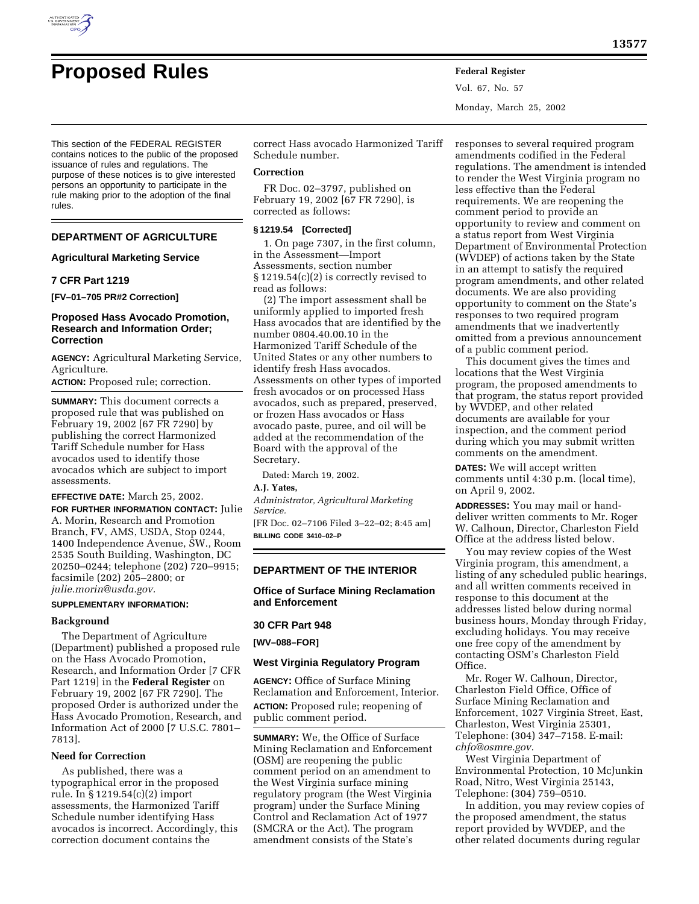# Proposed Rules

This section of the FEDERAL REGISTER contains notices to the public of the proposed issuance of rules and regulations. The purpose of these notices is to give interested persons an opportunity to participate in the rule making prior to the adoption of the final rules.

## DEPARTMENT OF AGRICULTURE

### Agricultural Marketing Service

### 7 CFR Part 1219

**[FV–01–705 PR#2 Correction]**

### Proposed Hass Avocado Promotion, Research and Information Order; Correction

**AGENCY:** Agricultural Marketing Service, Agriculture.

**ACTION:** Proposed rule; correction.

**SUMMARY:** This document corrects a proposed rule that was published on February 19, 2002 [67 FR 7290] by publishing the correct Harmonized Tariff Schedule number for Hass avocados used to identify those avocados which are subject to import assessments.

**EFFECTIVE DATE:** March 25, 2002.

**FOR FURTHER INFORMATION CONTACT:** Julie A. Morin, Research and Promotion Branch, FV, AMS, USDA, Stop 0244, 1400 Independence Avenue, SW., Room 2535 South Building, Washington, DC 20250–0244; telephone (202) 720–9915; facsimile (202) 205–2800; or *julie.morin@usda.gov.*

**SUPPLEMENTARY INFORMATION:**

**Background**

The Department of Agriculture (Department) published a proposed rule on the Hass Avocado Promotion, Research, and Information Order [7 CFR Part 1219] in the **Federal Register** on February 19, 2002 [67 FR 7290]. The proposed Order is authorized under the Hass Avocado Promotion, Research, and Information Act of 2000 [7 U.S.C. 7801–7813].

**Need for Correction**

As published, there was a typographical error in the proposed rule. In § 1219.54(c)(2) import assessments, the Harmonized Tariff Schedule number identifying Hass avocados is incorrect. Accordingly, this correction document contains the correct Hass avocado Harmonized Tariff Schedule number.

**Correction**

FR Doc. 02–3797, published on February 19, 2002 [67 FR 7290], is corrected as follows:

**§ 1219.54 [Corrected]**

1. On page 7307, in the first column, in the Assessment—Import Assessments, section number § 1219.54(c)(2) is correctly revised to read as follows:

(2) The import assessment shall be uniformly applied to imported fresh Hass avocados that are identified by the number 0804.40.00.10 in the Harmonized Tariff Schedule of the United States or any other numbers to identify fresh Hass avocados. Assessments on other types of imported fresh avocados or on processed Hass avocados, such as prepared, preserved, or frozen Hass avocados or Hass avocado paste, puree, and oil will be added at the recommendation of the Board with the approval of the Secretary.

Dated: March 19, 2002.

**A.J. Yates,**

*Administrator, Agricultural Marketing Service.*

[FR Doc. 02–7106 Filed 3–22–02; 8:45 am]

**BILLING CODE 3410–02–P**

## DEPARTMENT OF THE INTERIOR

### Office of Surface Mining Reclamation and Enforcement

### 30 CFR Part 948

**[WV–088–FOR]**

### West Virginia Regulatory Program

**AGENCY:** Office of Surface Mining Reclamation and Enforcement, Interior.

**ACTION:** Proposed rule; reopening of public comment period.

**SUMMARY:** We, the Office of Surface Mining Reclamation and Enforcement (OSM) are reopening the public comment period on an amendment to the West Virginia surface mining regulatory program (the West Virginia program) under the Surface Mining Control and Reclamation Act of 1977 (SMCRA or the Act). The program amendment consists of the State's responses to several required program amendments codified in the Federal regulations. The amendment is intended to render the West Virginia program no less effective than the Federal requirements. We are reopening the comment period to provide an opportunity to review and comment on a status report from West Virginia Department of Environmental Protection (WVDEP) of actions taken by the State in an attempt to satisfy the required program amendments, and other related documents. We are also providing opportunity to comment on the State's responses to two required program amendments that we inadvertently omitted from a previous announcement of a public comment period.

This document gives the times and locations that the West Virginia program, the proposed amendments to that program, the status report provided by WVDEP, and other related documents are available for your inspection, and the comment period during which you may submit written comments on the amendment.

**DATES:** We will accept written comments until 4:30 p.m. (local time), on April 9, 2002.

**ADDRESSES:** You may mail or hand-deliver written comments to Mr. Roger W. Calhoun, Director, Charleston Field Office at the address listed below.

You may review copies of the West Virginia program, this amendment, a listing of any scheduled public hearings, and all written comments received in response to this document at the addresses listed below during normal business hours, Monday through Friday, excluding holidays. You may receive one free copy of the amendment by contacting OSM's Charleston Field Office.

Mr. Roger W. Calhoun, Director, Charleston Field Office, Office of Surface Mining Reclamation and Enforcement, 1027 Virginia Street, East, Charleston, West Virginia 25301, Telephone: (304) 347–7158. E-mail: *chfo@osmre.gov.*

West Virginia Department of Environmental Protection, 10 McJunkin Road, Nitro, West Virginia 25143, Telephone: (304) 759–0510.

In addition, you may review copies of the proposed amendment, the status report provided by WVDEP, and the other related documents during regular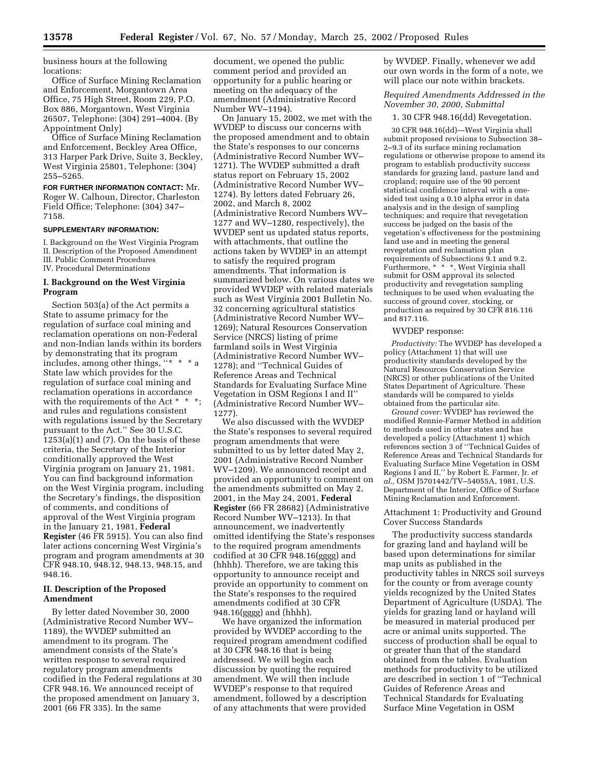business hours at the following locations:

Office of Surface Mining Reclamation and Enforcement, Morgantown Area Office, 75 High Street, Room 229, P.O. Box 886, Morgantown, West Virginia 26507, Telephone: (304) 291–4004. (By Appointment Only)

Office of Surface Mining Reclamation and Enforcement, Beckley Area Office, 313 Harper Park Drive, Suite 3, Beckley, West Virginia 25801, Telephone: (304) 255–5265.

**FOR FURTHER INFORMATION CONTACT:** Mr. Roger W. Calhoun, Director, Charleston Field Office; Telephone: (304) 347–7158.

**SUPPLEMENTARY INFORMATION:**

I. Background on the West Virginia Program
II. Description of the Proposed Amendment
III. Public Comment Procedures
IV. Procedural Determinations

## I. Background on the West Virginia Program

Section 503(a) of the Act permits a State to assume primacy for the regulation of surface coal mining and reclamation operations on non-Federal and non-Indian lands within its borders by demonstrating that its program includes, among other things, "* * * a State law which provides for the regulation of surface coal mining and reclamation operations in accordance with the requirements of the Act * * *; and rules and regulations consistent with regulations issued by the Secretary pursuant to the Act." See 30 U.S.C. 1253(a)(1) and (7). On the basis of these criteria, the Secretary of the Interior conditionally approved the West Virginia program on January 21, 1981. You can find background information on the West Virginia program, including the Secretary's findings, the disposition of comments, and conditions of approval of the West Virginia program in the January 21, 1981, **Federal Register** (46 FR 5915). You can also find later actions concerning West Virginia's program and program amendments at 30 CFR 948.10, 948.12, 948.13, 948.15, and 948.16.

## II. Description of the Proposed Amendment

By letter dated November 30, 2000 (Administrative Record Number WV–1189), the WVDEP submitted an amendment to its program. The amendment consists of the State's written response to several required regulatory program amendments codified in the Federal regulations at 30 CFR 948.16. We announced receipt of the proposed amendment on January 3, 2001 (66 FR 335). In the same document, we opened the public comment period and provided an opportunity for a public hearing or meeting on the adequacy of the amendment (Administrative Record Number WV–1194).

On January 15, 2002, we met with the WVDEP to discuss our concerns with the proposed amendment and to obtain the State's responses to our concerns (Administrative Record Number WV–1271). The WVDEP submitted a draft status report on February 15, 2002 (Administrative Record Number WV–1274). By letters dated February 26, 2002, and March 8, 2002 (Administrative Record Numbers WV–1277 and WV–1280, respectively), the WVDEP sent us updated status reports, with attachments, that outline the actions taken by WVDEP in an attempt to satisfy the required program amendments. That information is summarized below. On various dates we provided WVDEP with related materials such as West Virginia 2001 Bulletin No. 32 concerning agricultural statistics (Administrative Record Number WV–1269); Natural Resources Conservation Service (NRCS) listing of prime farmland soils in West Virginia (Administrative Record Number WV–1278); and "Technical Guides of Reference Areas and Technical Standards for Evaluating Surface Mine Vegetation in OSM Regions I and II" (Administrative Record Number WV–1277).

We also discussed with the WVDEP the State's responses to several required program amendments that were submitted to us by letter dated May 2, 2001 (Administrative Record Number WV–1209). We announced receipt and provided an opportunity to comment on the amendments submitted on May 2, 2001, in the May 24, 2001, **Federal Register** (66 FR 28682) (Administrative Record Number WV–1213). In that announcement, we inadvertently omitted identifying the State's responses to the required program amendments codified at 30 CFR 948.16(gggg) and (hhhh). Therefore, we are taking this opportunity to announce receipt and provide an opportunity to comment on the State's responses to the required amendments codified at 30 CFR 948.16(gggg) and (hhhh).

We have organized the information provided by WVDEP according to the required program amendment codified at 30 CFR 948.16 that is being addressed. We will begin each discussion by quoting the required amendment. We will then include WVDEP's response to that required amendment, followed by a description of any attachments that were provided by WVDEP. Finally, whenever we add our own words in the form of a note, we will place our note within brackets.

*Required Amendments Addressed in the November 30, 2000, Submittal*

1. 30 CFR 948.16(dd) Revegetation.

30 CFR 948.16(dd)—West Virginia shall submit proposed revisions to Subsection 38–2–9.3 of its surface mining reclamation regulations or otherwise propose to amend its program to establish productivity success standards for grazing land, pasture land and cropland; require use of the 90 percent statistical confidence interval with a one-sided test using a 0.10 alpha error in data analysis and in the design of sampling techniques; and require that revegetation success be judged on the basis of the vegetation's effectiveness for the postmining land use and in meeting the general revegetation and reclamation plan requirements of Subsections 9.1 and 9.2. Furthermore, * * *, West Virginia shall submit for OSM approval its selected productivity and revegetation sampling techniques to be used when evaluating the success of ground cover, stocking, or production as required by 30 CFR 816.116 and 817.116.

WVDEP response:

*Productivity:* The WVDEP has developed a policy (Attachment 1) that will use productivity standards developed by the Natural Resources Conservation Service (NRCS) or other publications of the United States Department of Agriculture. These standards will be compared to yields obtained from the particular site.

*Ground cover:* WVDEP has reviewed the modified Rennie-Farmer Method in addition to methods used in other states and has developed a policy (Attachment 1) which references section 3 of "Technical Guides of Reference Areas and Technical Standards for Evaluating Surface Mine Vegetation in OSM Regions I and II," by Robert E. Farmer, Jr. *et al.*, OSM J5701442/TV–54055A, 1981, U.S. Department of the Interior, Office of Surface Mining Reclamation and Enforcement.

Attachment 1: Productivity and Ground Cover Success Standards

The productivity success standards for grazing land and hayland will be based upon determinations for similar map units as published in the productivity tables in NRCS soil surveys for the county or from average county yields recognized by the United States Department of Agriculture (USDA). The yields for grazing land or hayland will be measured in material produced per acre or animal units supported. The success of production shall be equal to or greater than that of the standard obtained from the tables. Evaluation methods for productivity to be utilized are described in section 1 of "Technical Guides of Reference Areas and Technical Standards for Evaluating Surface Mine Vegetation in OSM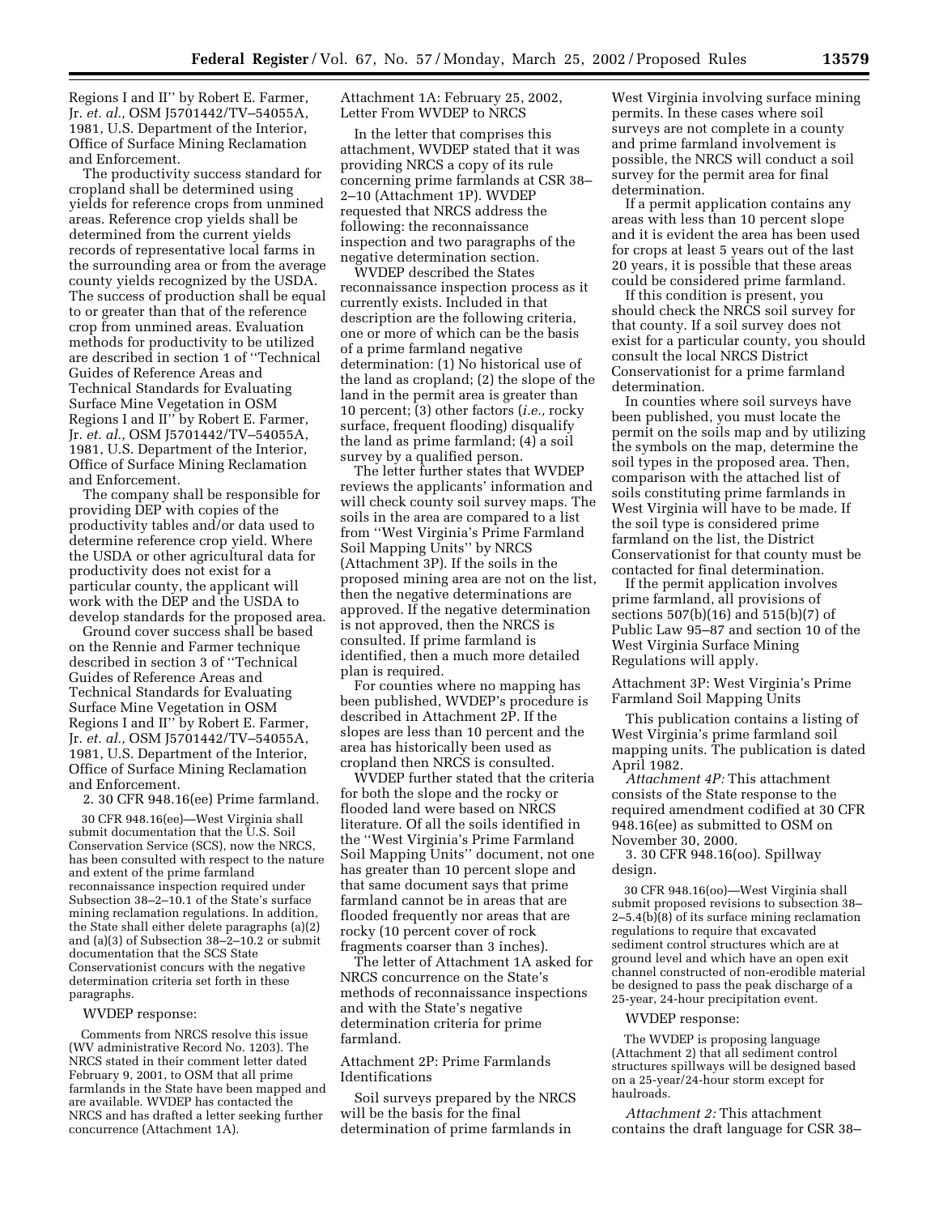Regions I and II'' by Robert E. Farmer, Jr. *et. al.,* OSM J5701442/TV–54055A, 1981, U.S. Department of the Interior, Office of Surface Mining Reclamation and Enforcement.

The productivity success standard for cropland shall be determined using yields for reference crops from unmined areas. Reference crop yields shall be determined from the current yields records of representative local farms in the surrounding area or from the average county yields recognized by the USDA. The success of production shall be equal to or greater than that of the reference crop from unmined areas. Evaluation methods for productivity to be utilized are described in section 1 of ''Technical Guides of Reference Areas and Technical Standards for Evaluating Surface Mine Vegetation in OSM Regions I and II'' by Robert E. Farmer, Jr. *et. al.,* OSM J5701442/TV–54055A, 1981, U.S. Department of the Interior, Office of Surface Mining Reclamation and Enforcement.

The company shall be responsible for providing DEP with copies of the productivity tables and/or data used to determine reference crop yield. Where the USDA or other agricultural data for productivity does not exist for a particular county, the applicant will work with the DEP and the USDA to develop standards for the proposed area.

Ground cover success shall be based on the Rennie and Farmer technique described in section 3 of ''Technical Guides of Reference Areas and Technical Standards for Evaluating Surface Mine Vegetation in OSM Regions I and II'' by Robert E. Farmer, Jr. *et. al.,* OSM J5701442/TV–54055A, 1981, U.S. Department of the Interior, Office of Surface Mining Reclamation and Enforcement.

2. 30 CFR 948.16(ee) Prime farmland.

30 CFR 948.16(ee)—West Virginia shall submit documentation that the U.S. Soil Conservation Service (SCS), now the NRCS, has been consulted with respect to the nature and extent of the prime farmland reconnaissance inspection required under Subsection 38–2–10.1 of the State's surface mining reclamation regulations. In addition, the State shall either delete paragraphs (a)(2) and (a)(3) of Subsection 38–2–10.2 or submit documentation that the SCS State Conservationist concurs with the negative determination criteria set forth in these paragraphs.

WVDEP response:

Comments from NRCS resolve this issue (WV administrative Record No. 1203). The NRCS stated in their comment letter dated February 9, 2001, to OSM that all prime farmlands in the State have been mapped and are available. WVDEP has contacted the NRCS and has drafted a letter seeking further concurrence (Attachment 1A).

Attachment 1A: February 25, 2002, Letter From WVDEP to NRCS

In the letter that comprises this attachment, WVDEP stated that it was providing NRCS a copy of its rule concerning prime farmlands at CSR 38–2–10 (Attachment 1P). WVDEP requested that NRCS address the following: the reconnaissance inspection and two paragraphs of the negative determination section.

WVDEP described the States reconnaissance inspection process as it currently exists. Included in that description are the following criteria, one or more of which can be the basis of a prime farmland negative determination: (1) No historical use of the land as cropland; (2) the slope of the land in the permit area is greater than 10 percent; (3) other factors (*i.e.,* rocky surface, frequent flooding) disqualify the land as prime farmland; (4) a soil survey by a qualified person.

The letter further states that WVDEP reviews the applicants' information and will check county soil survey maps. The soils in the area are compared to a list from ''West Virginia's Prime Farmland Soil Mapping Units'' by NRCS (Attachment 3P). If the soils in the proposed mining area are not on the list, then the negative determinations are approved. If the negative determination is not approved, then the NRCS is consulted. If prime farmland is identified, then a much more detailed plan is required.

For counties where no mapping has been published, WVDEP's procedure is described in Attachment 2P. If the slopes are less than 10 percent and the area has historically been used as cropland then NRCS is consulted.

WVDEP further stated that the criteria for both the slope and the rocky or flooded land were based on NRCS literature. Of all the soils identified in the ''West Virginia's Prime Farmland Soil Mapping Units'' document, not one has greater than 10 percent slope and that same document says that prime farmland cannot be in areas that are flooded frequently nor areas that are rocky (10 percent cover of rock fragments coarser than 3 inches).

The letter of Attachment 1A asked for NRCS concurrence on the State's methods of reconnaissance inspections and with the State's negative determination criteria for prime farmland.

Attachment 2P: Prime Farmlands Identifications

Soil surveys prepared by the NRCS will be the basis for the final determination of prime farmlands in West Virginia involving surface mining permits. In these cases where soil surveys are not complete in a county and prime farmland involvement is possible, the NRCS will conduct a soil survey for the permit area for final determination.

If a permit application contains any areas with less than 10 percent slope and it is evident the area has been used for crops at least 5 years out of the last 20 years, it is possible that these areas could be considered prime farmland.

If this condition is present, you should check the NRCS soil survey for that county. If a soil survey does not exist for a particular county, you should consult the local NRCS District Conservationist for a prime farmland determination.

In counties where soil surveys have been published, you must locate the permit on the soils map and by utilizing the symbols on the map, determine the soil types in the proposed area. Then, comparison with the attached list of soils constituting prime farmlands in West Virginia will have to be made. If the soil type is considered prime farmland on the list, the District Conservationist for that county must be contacted for final determination.

If the permit application involves prime farmland, all provisions of sections 507(b)(16) and 515(b)(7) of Public Law 95–87 and section 10 of the West Virginia Surface Mining Regulations will apply.

Attachment 3P: West Virginia's Prime Farmland Soil Mapping Units

This publication contains a listing of West Virginia's prime farmland soil mapping units. The publication is dated April 1982.

*Attachment 4P:* This attachment consists of the State response to the required amendment codified at 30 CFR 948.16(ee) as submitted to OSM on November 30, 2000.

3. 30 CFR 948.16(oo). Spillway design.

30 CFR 948.16(oo)—West Virginia shall submit proposed revisions to subsection 38–2–5.4(b)(8) of its surface mining reclamation regulations to require that excavated sediment control structures which are at ground level and which have an open exit channel constructed of non-erodible material be designed to pass the peak discharge of a 25-year, 24-hour precipitation event.

WVDEP response:

The WVDEP is proposing language (Attachment 2) that all sediment control structures spillways will be designed based on a 25-year/24-hour storm except for haulroads.

*Attachment 2:* This attachment contains the draft language for CSR 38–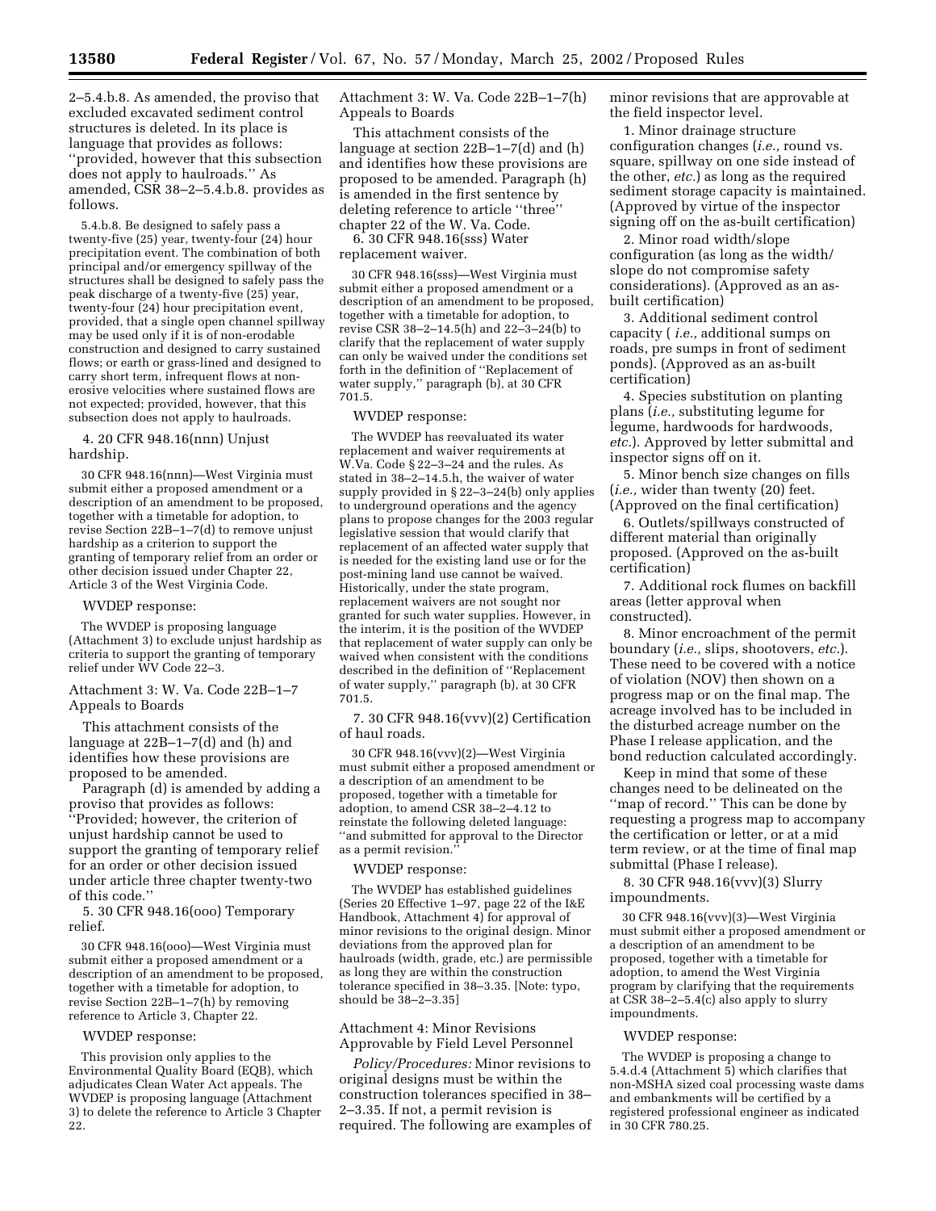2–5.4.b.8. As amended, the proviso that excluded excavated sediment control structures is deleted. In its place is language that provides as follows: ''provided, however that this subsection does not apply to haulroads.'' As amended, CSR 38–2–5.4.b.8. provides as follows.

5.4.b.8. Be designed to safely pass a twenty-five (25) year, twenty-four (24) hour precipitation event. The combination of both principal and/or emergency spillway of the structures shall be designed to safely pass the peak discharge of a twenty-five (25) year, twenty-four (24) hour precipitation event, provided, that a single open channel spillway may be used only if it is of non-erodable construction and designed to carry sustained flows; or earth or grass-lined and designed to carry short term, infrequent flows at non-erosive velocities where sustained flows are not expected; provided, however, that this subsection does not apply to haulroads.

4. 20 CFR 948.16(nnn) Unjust hardship.

30 CFR 948.16(nnn)—West Virginia must submit either a proposed amendment or a description of an amendment to be proposed, together with a timetable for adoption, to revise Section 22B–1–7(d) to remove unjust hardship as a criterion to support the granting of temporary relief from an order or other decision issued under Chapter 22, Article 3 of the West Virginia Code.

WVDEP response:

The WVDEP is proposing language (Attachment 3) to exclude unjust hardship as criteria to support the granting of temporary relief under WV Code 22–3.

Attachment 3: W. Va. Code 22B–1–7 Appeals to Boards

This attachment consists of the language at 22B–1–7(d) and (h) and identifies how these provisions are proposed to be amended.

Paragraph (d) is amended by adding a proviso that provides as follows: ''Provided; however, the criterion of unjust hardship cannot be used to support the granting of temporary relief for an order or other decision issued under article three chapter twenty-two of this code.''

5. 30 CFR 948.16(ooo) Temporary relief.

30 CFR 948.16(ooo)—West Virginia must submit either a proposed amendment or a description of an amendment to be proposed, together with a timetable for adoption, to revise Section 22B–1–7(h) by removing reference to Article 3, Chapter 22.

WVDEP response:

This provision only applies to the Environmental Quality Board (EQB), which adjudicates Clean Water Act appeals. The WVDEP is proposing language (Attachment 3) to delete the reference to Article 3 Chapter 22.

Attachment 3: W. Va. Code 22B–1–7(h) Appeals to Boards

This attachment consists of the language at section 22B–1–7(d) and (h) and identifies how these provisions are proposed to be amended. Paragraph (h) is amended in the first sentence by deleting reference to article ''three'' chapter 22 of the W. Va. Code.

6. 30 CFR 948.16(sss) Water replacement waiver.

30 CFR 948.16(sss)—West Virginia must submit either a proposed amendment or a description of an amendment to be proposed, together with a timetable for adoption, to revise CSR 38–2–14.5(h) and 22–3–24(b) to clarify that the replacement of water supply can only be waived under the conditions set forth in the definition of ''Replacement of water supply,'' paragraph (b), at 30 CFR 701.5.

WVDEP response:

The WVDEP has reevaluated its water replacement and waiver requirements at W.Va. Code § 22–3–24 and the rules. As stated in 38–2–14.5.h, the waiver of water supply provided in § 22–3–24(b) only applies to underground operations and the agency plans to propose changes for the 2003 regular legislative session that would clarify that replacement of an affected water supply that is needed for the existing land use or for the post-mining land use cannot be waived. Historically, under the state program, replacement waivers are not sought nor granted for such water supplies. However, in the interim, it is the position of the WVDEP that replacement of water supply can only be waived when consistent with the conditions described in the definition of ''Replacement of water supply,'' paragraph (b), at 30 CFR 701.5.

7. 30 CFR 948.16(vvv)(2) Certification of haul roads.

30 CFR 948.16(vvv)(2)—West Virginia must submit either a proposed amendment or a description of an amendment to be proposed, together with a timetable for adoption, to amend CSR 38–2–4.12 to reinstate the following deleted language: ''and submitted for approval to the Director as a permit revision.''

WVDEP response:

The WVDEP has established guidelines (Series 20 Effective 1–97, page 22 of the I&E Handbook, Attachment 4) for approval of minor revisions to the original design. Minor deviations from the approved plan for haulroads (width, grade, etc.) are permissible as long they are within the construction tolerance specified in 38–3.35. [Note: typo, should be 38–2–3.35]

Attachment 4: Minor Revisions Approvable by Field Level Personnel

*Policy/Procedures:* Minor revisions to original designs must be within the construction tolerances specified in 38–2–3.35. If not, a permit revision is required. The following are examples of minor revisions that are approvable at the field inspector level.

1. Minor drainage structure configuration changes (*i.e.,* round vs. square, spillway on one side instead of the other, *etc.*) as long as the required sediment storage capacity is maintained. (Approved by virtue of the inspector signing off on the as-built certification)

2. Minor road width/slope configuration (as long as the width/slope do not compromise safety considerations). (Approved as an as-built certification)

3. Additional sediment control capacity ( *i.e.,* additional sumps on roads, pre sumps in front of sediment ponds). (Approved as an as-built certification)

4. Species substitution on planting plans (*i.e.,* substituting legume for legume, hardwoods for hardwoods, *etc.*). Approved by letter submittal and inspector signs off on it.

5. Minor bench size changes on fills (*i.e.,* wider than twenty (20) feet. (Approved on the final certification)

6. Outlets/spillways constructed of different material than originally proposed. (Approved on the as-built certification)

7. Additional rock flumes on backfill areas (letter approval when constructed).

8. Minor encroachment of the permit boundary (*i.e.,* slips, shootovers, *etc.*). These need to be covered with a notice of violation (NOV) then shown on a progress map or on the final map. The acreage involved has to be included in the disturbed acreage number on the Phase I release application, and the bond reduction calculated accordingly.

Keep in mind that some of these changes need to be delineated on the ''map of record.'' This can be done by requesting a progress map to accompany the certification or letter, or at a mid term review, or at the time of final map submittal (Phase I release).

8. 30 CFR 948.16(vvv)(3) Slurry impoundments.

30 CFR 948.16(vvv)(3)—West Virginia must submit either a proposed amendment or a description of an amendment to be proposed, together with a timetable for adoption, to amend the West Virginia program by clarifying that the requirements at CSR 38–2–5.4(c) also apply to slurry impoundments.

WVDEP response:

The WVDEP is proposing a change to 5.4.d.4 (Attachment 5) which clarifies that non-MSHA sized coal processing waste dams and embankments will be certified by a registered professional engineer as indicated in 30 CFR 780.25.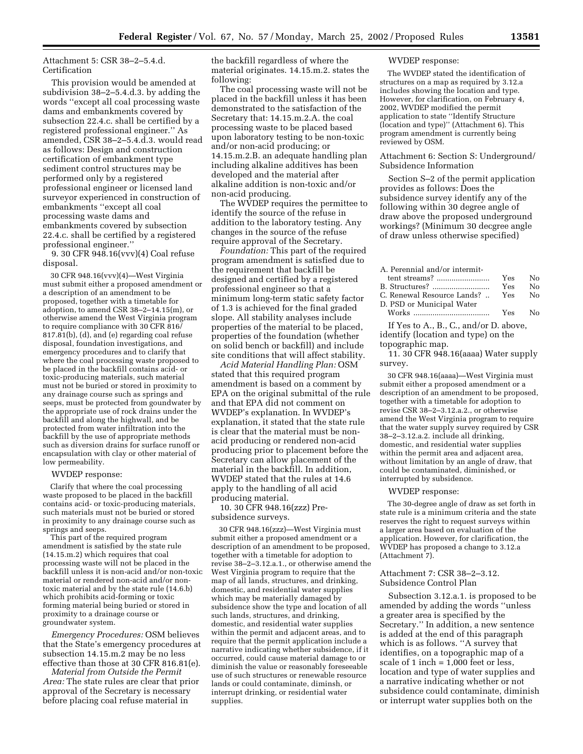Attachment 5: CSR 38–2–5.4.d. Certification

This provision would be amended at subdivision 38–2–5.4.d.3. by adding the words ''except all coal processing waste dams and embankments covered by subsection 22.4.c. shall be certified by a registered professional engineer.'' As amended, CSR 38–2–5.4.d.3. would read as follows: Design and construction certification of embankment type sediment control structures may be performed only by a registered professional engineer or licensed land surveyor experienced in construction of embankments ''except all coal processing waste dams and embankments covered by subsection 22.4.c. shall be certified by a registered professional engineer.''

9. 30 CFR 948.16(vvv)(4) Coal refuse disposal.

30 CFR 948.16(vvv)(4)—West Virginia must submit either a proposed amendment or a description of an amendment to be proposed, together with a timetable for adoption, to amend CSR 38–2–14.15(m), or otherwise amend the West Virginia program to require compliance with 30 CFR 816/817.81(b), (d), and (e) regarding coal refuse disposal, foundation investigations, and emergency procedures and to clarify that where the coal processing waste proposed to be placed in the backfill contains acid- or toxic-producing materials, such material must not be buried or stored in proximity to any drainage course such as springs and seeps, must be protected from goundwater by the appropriate use of rock drains under the backfill and along the highwall, and be protected from water infiltration into the backfill by the use of appropriate methods such as diversion drains for surface runoff or encapsulation with clay or other material of low permeability.

WVDEP response:

Clarify that where the coal processing waste proposed to be placed in the backfill contains acid- or toxic-producing materials, such materials must not be buried or stored in proximity to any drainage course such as springs and seeps.

This part of the required program amendment is satisfied by the state rule (14.15.m.2) which requires that coal processing waste will not be placed in the backfill unless it is non-acid and/or non-toxic material or rendered non-acid and/or non-toxic material and by the state rule (14.6.b) which prohibits acid-forming or toxic forming material being buried or stored in proximity to a drainage course or groundwater system.

*Emergency Procedures:* OSM believes that the State's emergency procedures at subsection 14.15.m.2 may be no less effective than those at 30 CFR 816.81(e).

*Material from Outside the Permit Area:* The state rules are clear that prior approval of the Secretary is necessary before placing coal refuse material in the backfill regardless of where the material originates. 14.15.m.2. states the following:

The coal processing waste will not be placed in the backfill unless it has been demonstrated to the satisfaction of the Secretary that: 14.15.m.2.A. the coal processing waste to be placed based upon laboratory testing to be non-toxic and/or non-acid producing; or 14.15.m.2.B. an adequate handling plan including alkaline additives has been developed and the material after alkaline addition is non-toxic and/or non-acid producing.

The WVDEP requires the permittee to identify the source of the refuse in addition to the laboratory testing. Any changes in the source of the refuse require approval of the Secretary.

*Foundation:* This part of the required program amendment is satisfied due to the requirement that backfill be designed and certified by a registered professional engineer so that a minimum long-term static safety factor of 1.3 is achieved for the final graded slope. All stability analyses include properties of the material to be placed, properties of the foundation (whether on solid bench or backfill) and include site conditions that will affect stability.

*Acid Material Handling Plan:* OSM stated that this required program amendment is based on a comment by EPA on the original submittal of the rule and that EPA did not comment on WVDEP's explanation. In WVDEP's explanation, it stated that the state rule is clear that the material must be non-acid producing or rendered non-acid producing prior to placement before the Secretary can allow placement of the material in the backfill. In addition, WVDEP stated that the rules at 14.6 apply to the handling of all acid producing material.

10. 30 CFR 948.16(zzz) Pre-subsidence surveys.

30 CFR 948.16(zzz)—West Virginia must submit either a proposed amendment or a description of an amendment to be proposed, together with a timetable for adoption to revise 38–2–3.12.a.1., or otherwise amend the West Virginia program to require that the map of all lands, structures, and drinking, domestic, and residential water supplies which may be materially damaged by subsidence show the type and location of all such lands, structures, and drinking, domestic, and residential water supplies within the permit and adjacent areas, and to require that the permit application include a narrative indicating whether subsidence, if it occurred, could cause material damage to or diminish the value or reasonably foreseeable use of such structures or renewable resource lands or could contaminate, diminsh, or interrupt drinking, or residential water supplies.

WVDEP response:

The WVDEP stated the identification of structures on a map as required by 3.12.a includes showing the location and type. However, for clarification, on February 4, 2002, WVDEP modified the permit application to state ''Identify Structure (location and type)'' (Attachment 6). This program amendment is currently being reviewed by OSM.

Attachment 6: Section S: Underground/Subsidence Information

Section S–2 of the permit application provides as follows: Does the subsidence survey identify any of the following within 30 degree angle of draw above the proposed underground workings? (Minimum 30 decgree angle of draw unless otherwise specified)

| | | |
|---|---|---|
| A. Perennial and/or intermittent streams? | Yes | No |
| B. Structures? | Yes | No |
| C. Renewal Resource Lands? | Yes | No |
| D. PSD or Municipal Water Works | Yes | No |

If Yes to A., B., C., and/or D. above, identify (location and type) on the topographic map.

11. 30 CFR 948.16(aaaa) Water supply survey.

30 CFR 948.16(aaaa)—West Virginia must submit either a proposed amendment or a description of an amendment to be proposed, together with a timetable for adoption to revise CSR 38–2–3.12.a.2., or otherwise amend the West Virginia program to require that the water supply survey required by CSR 38–2–3.12.a.2. include all drinking, domestic, and residential water supplies within the permit area and adjacent area, without limitation by an angle of draw, that could be contaminated, diminished, or interrupted by subsidence.

WVDEP response:

The 30-degree angle of draw as set forth in state rule is a minimum criteria and the state reserves the right to request surveys within a larger area based on evaluation of the application. However, for clarification, the WVDEP has proposed a change to 3.12.a (Attachment 7).

Attachment 7: CSR 38–2–3.12. Subsidence Control Plan

Subsection 3.12.a.1. is proposed to be amended by adding the words ''unless a greater area is specified by the Secretary.'' In addition, a new sentence is added at the end of this paragraph which is as follows. ''A survey that identifies, on a topographic map of a scale of 1 inch = 1,000 feet or less, location and type of water supplies and a narrative indicating whether or not subsidence could contaminate, diminish or interrupt water supplies both on the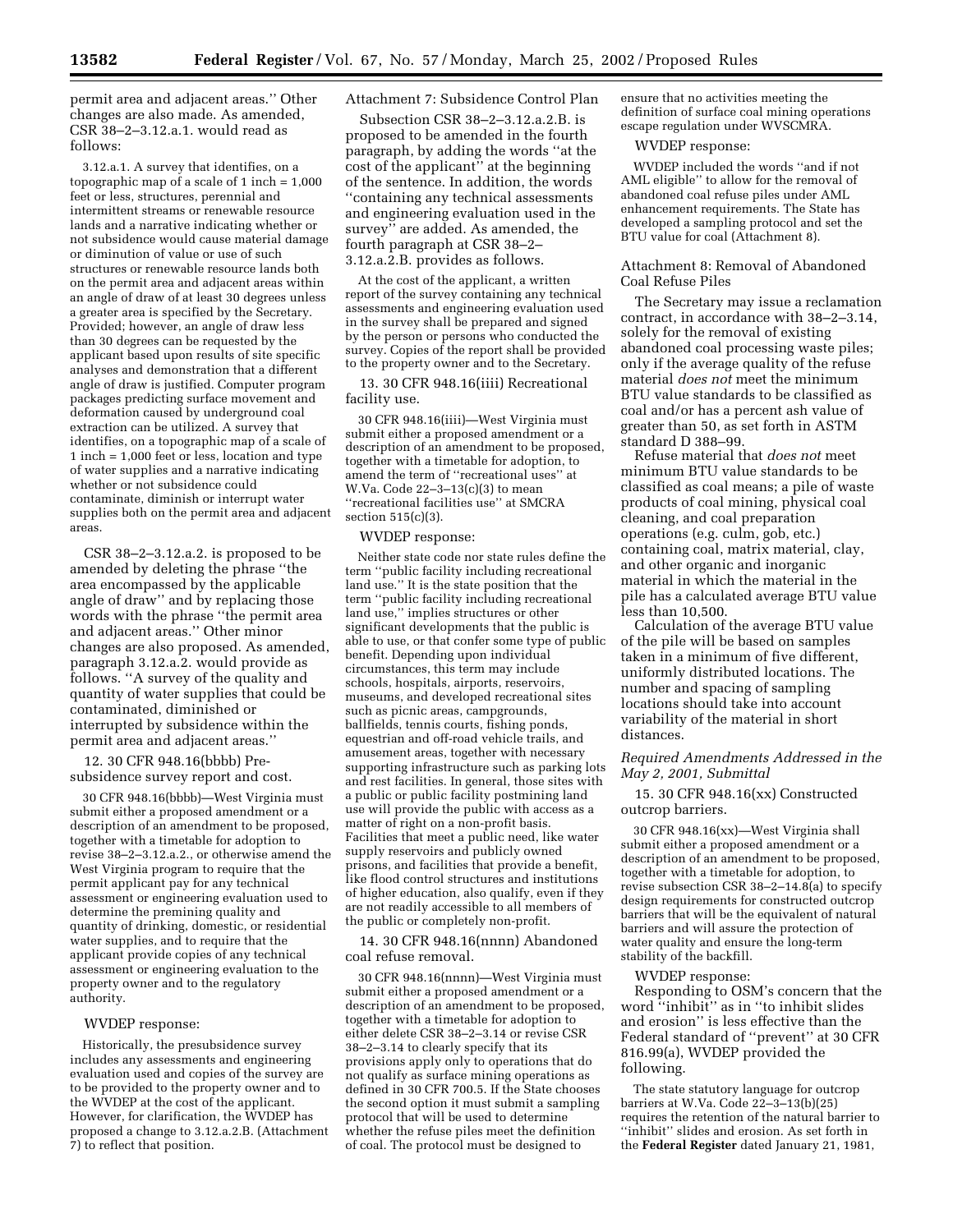permit area and adjacent areas.'' Other changes are also made. As amended, CSR 38–2–3.12.a.1. would read as follows:

3.12.a.1. A survey that identifies, on a topographic map of a scale of 1 inch = 1,000 feet or less, structures, perennial and intermittent streams or renewable resource lands and a narrative indicating whether or not subsidence would cause material damage or diminution of value or use of such structures or renewable resource lands both on the permit area and adjacent areas within an angle of draw of at least 30 degrees unless a greater area is specified by the Secretary. Provided; however, an angle of draw less than 30 degrees can be requested by the applicant based upon results of site specific analyses and demonstration that a different angle of draw is justified. Computer program packages predicting surface movement and deformation caused by underground coal extraction can be utilized. A survey that identifies, on a topographic map of a scale of 1 inch = 1,000 feet or less, location and type of water supplies and a narrative indicating whether or not subsidence could contaminate, diminish or interrupt water supplies both on the permit area and adjacent areas.

CSR 38–2–3.12.a.2. is proposed to be amended by deleting the phrase ''the area encompassed by the applicable angle of draw'' and by replacing those words with the phrase ''the permit area and adjacent areas.'' Other minor changes are also proposed. As amended, paragraph 3.12.a.2. would provide as follows. ''A survey of the quality and quantity of water supplies that could be contaminated, diminished or interrupted by subsidence within the permit area and adjacent areas.''

12. 30 CFR 948.16(bbbb) Pre-subsidence survey report and cost.

30 CFR 948.16(bbbb)—West Virginia must submit either a proposed amendment or a description of an amendment to be proposed, together with a timetable for adoption to revise 38–2–3.12.a.2., or otherwise amend the West Virginia program to require that the permit applicant pay for any technical assessment or engineering evaluation used to determine the premining quality and quantity of drinking, domestic, or residential water supplies, and to require that the applicant provide copies of any technical assessment or engineering evaluation to the property owner and to the regulatory authority.

WVDEP response:

Historically, the presubsidence survey includes any assessments and engineering evaluation used and copies of the survey are to be provided to the property owner and to the WVDEP at the cost of the applicant. However, for clarification, the WVDEP has proposed a change to 3.12.a.2.B. (Attachment 7) to reflect that position.

Attachment 7: Subsidence Control Plan

Subsection CSR 38–2–3.12.a.2.B. is proposed to be amended in the fourth paragraph, by adding the words ''at the cost of the applicant'' at the beginning of the sentence. In addition, the words ''containing any technical assessments and engineering evaluation used in the survey'' are added. As amended, the fourth paragraph at CSR 38–2–3.12.a.2.B. provides as follows.

At the cost of the applicant, a written report of the survey containing any technical assessments and engineering evaluation used in the survey shall be prepared and signed by the person or persons who conducted the survey. Copies of the report shall be provided to the property owner and to the Secretary.

13. 30 CFR 948.16(iiii) Recreational facility use.

30 CFR 948.16(iiii)—West Virginia must submit either a proposed amendment or a description of an amendment to be proposed, together with a timetable for adoption, to amend the term of ''recreational uses'' at W.Va. Code 22–3–13(c)(3) to mean ''recreational facilities use'' at SMCRA section 515(c)(3).

WVDEP response:

Neither state code nor state rules define the term ''public facility including recreational land use.'' It is the state position that the term ''public facility including recreational land use,'' implies structures or other significant developments that the public is able to use, or that confer some type of public benefit. Depending upon individual circumstances, this term may include schools, hospitals, airports, reservoirs, museums, and developed recreational sites such as picnic areas, campgrounds, ballfields, tennis courts, fishing ponds, equestrian and off-road vehicle trails, and amusement areas, together with necessary supporting infrastructure such as parking lots and rest facilities. In general, those sites with a public or public facility postmining land use will provide the public with access as a matter of right on a non-profit basis. Facilities that meet a public need, like water supply reservoirs and publicly owned prisons, and facilities that provide a benefit, like flood control structures and institutions of higher education, also qualify, even if they are not readily accessible to all members of the public or completely non-profit.

14. 30 CFR 948.16(nnnn) Abandoned coal refuse removal.

30 CFR 948.16(nnnn)—West Virginia must submit either a proposed amendment or a description of an amendment to be proposed, together with a timetable for adoption to either delete CSR 38–2–3.14 or revise CSR 38–2–3.14 to clearly specify that its provisions apply only to operations that do not qualify as surface mining operations as defined in 30 CFR 700.5. If the State chooses the second option it must submit a sampling protocol that will be used to determine whether the refuse piles meet the definition of coal. The protocol must be designed to ensure that no activities meeting the definition of surface coal mining operations escape regulation under WVSCMRA.

WVDEP response:

WVDEP included the words ''and if not AML eligible'' to allow for the removal of abandoned coal refuse piles under AML enhancement requirements. The State has developed a sampling protocol and set the BTU value for coal (Attachment 8).

Attachment 8: Removal of Abandoned Coal Refuse Piles

The Secretary may issue a reclamation contract, in accordance with 38–2–3.14, solely for the removal of existing abandoned coal processing waste piles; only if the average quality of the refuse material *does not* meet the minimum BTU value standards to be classified as coal and/or has a percent ash value of greater than 50, as set forth in ASTM standard D 388–99.

Refuse material that *does not* meet minimum BTU value standards to be classified as coal means; a pile of waste products of coal mining, physical coal cleaning, and coal preparation operations (e.g. culm, gob, etc.) containing coal, matrix material, clay, and other organic and inorganic material in which the material in the pile has a calculated average BTU value less than 10,500.

Calculation of the average BTU value of the pile will be based on samples taken in a minimum of five different, uniformly distributed locations. The number and spacing of sampling locations should take into account variability of the material in short distances.

*Required Amendments Addressed in the May 2, 2001, Submittal*

15. 30 CFR 948.16(xx) Constructed outcrop barriers.

30 CFR 948.16(xx)—West Virginia shall submit either a proposed amendment or a description of an amendment to be proposed, together with a timetable for adoption, to revise subsection CSR 38–2–14.8(a) to specify design requirements for constructed outcrop barriers that will be the equivalent of natural barriers and will assure the protection of water quality and ensure the long-term stability of the backfill.

WVDEP response:

Responding to OSM's concern that the word ''inhibit'' as in ''to inhibit slides and erosion'' is less effective than the Federal standard of ''prevent'' at 30 CFR 816.99(a), WVDEP provided the following.

The state statutory language for outcrop barriers at W.Va. Code 22–3–13(b)(25) requires the retention of the natural barrier to ''inhibit'' slides and erosion. As set forth in the **Federal Register** dated January 21, 1981,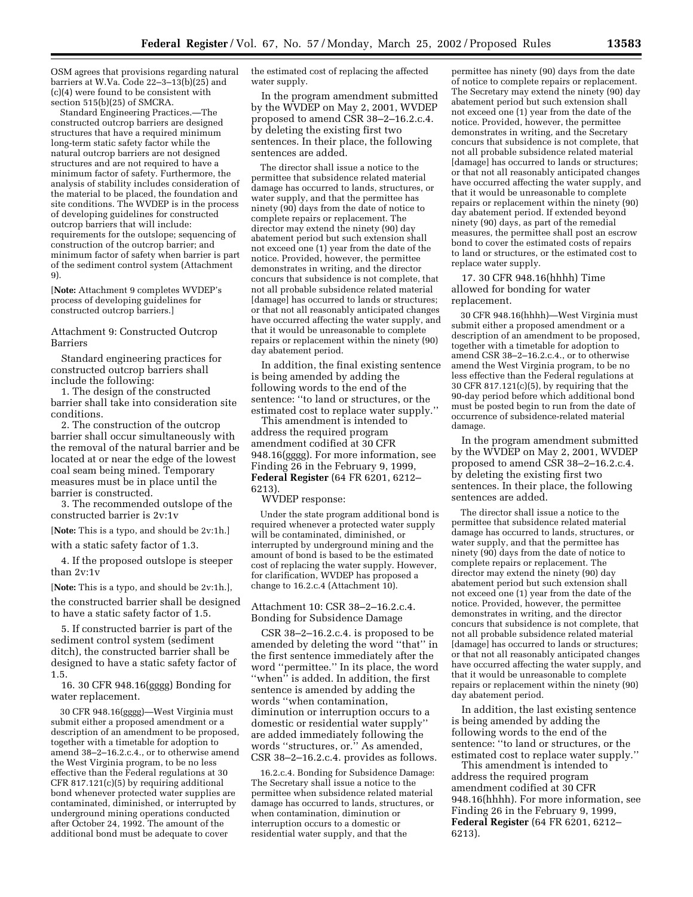OSM agrees that provisions regarding natural barriers at W.Va. Code 22–3–13(b)(25) and (c)(4) were found to be consistent with section 515(b)(25) of SMCRA.

Standard Engineering Practices.—The constructed outcrop barriers are designed structures that have a required minimum long-term static safety factor while the natural outcrop barriers are not designed structures and are not required to have a minimum factor of safety. Furthermore, the analysis of stability includes consideration of the material to be placed, the foundation and site conditions. The WVDEP is in the process of developing guidelines for constructed outcrop barriers that will include: requirements for the outslope; sequencing of construction of the outcrop barrier; and minimum factor of safety when barrier is part of the sediment control system (Attachment 9).

[**Note:** Attachment 9 completes WVDEP's process of developing guidelines for constructed outcrop barriers.]

Attachment 9: Constructed Outcrop Barriers

Standard engineering practices for constructed outcrop barriers shall include the following:

1. The design of the constructed barrier shall take into consideration site conditions.

2. The construction of the outcrop barrier shall occur simultaneously with the removal of the natural barrier and be located at or near the edge of the lowest coal seam being mined. Temporary measures must be in place until the barrier is constructed.

3. The recommended outslope of the constructed barrier is 2v:1v

[**Note:** This is a typo, and should be 2v:1h.]

with a static safety factor of 1.3.

4. If the proposed outslope is steeper than 2v:1v

[**Note:** This is a typo, and should be 2v:1h.],

the constructed barrier shall be designed to have a static safety factor of 1.5.

5. If constructed barrier is part of the sediment control system (sediment ditch), the constructed barrier shall be designed to have a static safety factor of 1.5.

16. 30 CFR 948.16(gggg) Bonding for water replacement.

30 CFR 948.16(gggg)—West Virginia must submit either a proposed amendment or a description of an amendment to be proposed, together with a timetable for adoption to amend 38–2–16.2.c.4., or to otherwise amend the West Virginia program, to be no less effective than the Federal regulations at 30 CFR 817.121(c)(5) by requiring additional bond whenever protected water supplies are contaminated, diminished, or interrupted by underground mining operations conducted after October 24, 1992. The amount of the additional bond must be adequate to cover the estimated cost of replacing the affected water supply.

In the program amendment submitted by the WVDEP on May 2, 2001, WVDEP proposed to amend CSR 38–2–16.2.c.4. by deleting the existing first two sentences. In their place, the following sentences are added.

> The director shall issue a notice to the permittee that subsidence related material damage has occurred to lands, structures, or water supply, and that the permittee has ninety (90) days from the date of notice to complete repairs or replacement. The director may extend the ninety (90) day abatement period but such extension shall not exceed one (1) year from the date of the notice. Provided, however, the permittee demonstrates in writing, and the director concurs that subsidence is not complete, that not all probable subsidence related material [damage] has occurred to lands or structures; or that not all reasonably anticipated changes have occurred affecting the water supply, and that it would be unreasonable to complete repairs or replacement within the ninety (90) day abatement period.

In addition, the final existing sentence is being amended by adding the following words to the end of the sentence: "to land or structures, or the estimated cost to replace water supply."

This amendment is intended to address the required program amendment codified at 30 CFR 948.16(gggg). For more information, see Finding 26 in the February 9, 1999, **Federal Register** (64 FR 6201, 6212–6213).

WVDEP response:

> Under the state program additional bond is required whenever a protected water supply will be contaminated, diminished, or interrupted by underground mining and the amount of bond is based to be the estimated cost of replacing the water supply. However, for clarification, WVDEP has proposed a change to 16.2.c.4 (Attachment 10).

Attachment 10: CSR 38–2–16.2.c.4. Bonding for Subsidence Damage

CSR 38–2–16.2.c.4. is proposed to be amended by deleting the word "that" in the first sentence immediately after the word "permittee." In its place, the word "when" is added. In addition, the first sentence is amended by adding the words "when contamination, diminution or interruption occurs to a domestic or residential water supply" are added immediately following the words "structures, or." As amended, CSR 38–2–16.2.c.4. provides as follows.

> 16.2.c.4. Bonding for Subsidence Damage: The Secretary shall issue a notice to the permittee when subsidence related material damage has occurred to lands, structures, or when contamination, diminution or interruption occurs to a domestic or residential water supply, and that the permittee has ninety (90) days from the date of notice to complete repairs or replacement. The Secretary may extend the ninety (90) day abatement period but such extension shall not exceed one (1) year from the date of the notice. Provided, however, the permittee demonstrates in writing, and the Secretary concurs that subsidence is not complete, that not all probable subsidence related material [damage] has occurred to lands or structures; or that not all reasonably anticipated changes have occurred affecting the water supply, and that it would be unreasonable to complete repairs or replacement within the ninety (90) day abatement period. If extended beyond ninety (90) days, as part of the remedial measures, the permittee shall post an escrow bond to cover the estimated costs of repairs to land or structures, or the estimated cost to replace water supply.

17. 30 CFR 948.16(hhhh) Time allowed for bonding for water replacement.

30 CFR 948.16(hhhh)—West Virginia must submit either a proposed amendment or a description of an amendment to be proposed, together with a timetable for adoption to amend CSR 38–2–16.2.c.4., or to otherwise amend the West Virginia program, to be no less effective than the Federal regulations at 30 CFR 817.121(c)(5), by requiring that the 90-day period before which additional bond must be posted begin to run from the date of occurrence of subsidence-related material damage.

In the program amendment submitted by the WVDEP on May 2, 2001, WVDEP proposed to amend CSR 38–2–16.2.c.4. by deleting the existing first two sentences. In their place, the following sentences are added.

> The director shall issue a notice to the permittee that subsidence related material damage has occurred to lands, structures, or water supply, and that the permittee has ninety (90) days from the date of notice to complete repairs or replacement. The director may extend the ninety (90) day abatement period but such extension shall not exceed one (1) year from the date of the notice. Provided, however, the permittee demonstrates in writing, and the director concurs that subsidence is not complete, that not all probable subsidence related material [damage] has occurred to lands or structures; or that not all reasonably anticipated changes have occurred affecting the water supply, and that it would be unreasonable to complete repairs or replacement within the ninety (90) day abatement period.

In addition, the last existing sentence is being amended by adding the following words to the end of the sentence: "to land or structures, or the estimated cost to replace water supply."

This amendment is intended to address the required program amendment codified at 30 CFR 948.16(hhhh). For more information, see Finding 26 in the February 9, 1999, **Federal Register** (64 FR 6201, 6212–6213).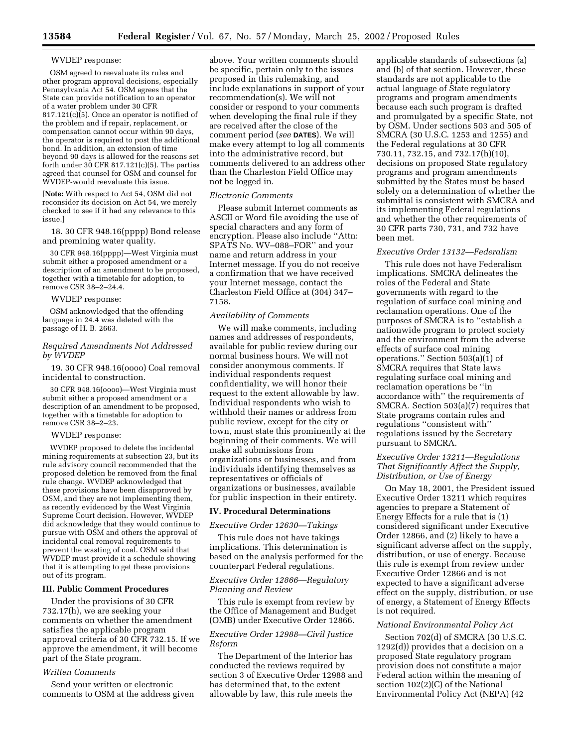WVDEP response:

OSM agreed to reevaluate its rules and other program approval decisions, especially Pennsylvania Act 54. OSM agrees that the State can provide notification to an operator of a water problem under 30 CFR 817.121(c)(5). Once an operator is notified of the problem and if repair, replacement, or compensation cannot occur within 90 days, the operator is required to post the additional bond. In addition, an extension of time beyond 90 days is allowed for the reasons set forth under 30 CFR 817.121(c)(5). The parties agreed that counsel for OSM and counsel for WVDEP-would reevaluate this issue.

[**Note:** With respect to Act 54, OSM did not reconsider its decision on Act 54, we merely checked to see if it had any relevance to this issue.]

18. 30 CFR 948.16(pppp) Bond release and premining water quality.

30 CFR 948.16(pppp)—West Virginia must submit either a proposed amendment or a description of an amendment to be proposed, together with a timetable for adoption, to remove CSR 38–2–24.4.

WVDEP response:

OSM acknowledged that the offending language in 24.4 was deleted with the passage of H. B. 2663.

### *Required Amendments Not Addressed by WVDEP*

19. 30 CFR 948.16(oooo) Coal removal incidental to construction.

30 CFR 948.16(oooo)—West Virginia must submit either a proposed amendment or a description of an amendment to be proposed, together with a timetable for adoption to remove CSR 38–2–23.

WVDEP response:

WVDEP proposed to delete the incidental mining requirements at subsection 23, but its rule advisory council recommended that the proposed deletion be removed from the final rule change. WVDEP acknowledged that these provisions have been disapproved by OSM, and they are not implementing them, as recently evidenced by the West Virginia Supreme Court decision. However, WVDEP did acknowledge that they would continue to pursue with OSM and others the approval of incidental coal removal requirements to prevent the wasting of coal. OSM said that WVDEP must provide it a schedule showing that it is attempting to get these provisions out of its program.

## III. Public Comment Procedures

Under the provisions of 30 CFR 732.17(h), we are seeking your comments on whether the amendment satisfies the applicable program approval criteria of 30 CFR 732.15. If we approve the amendment, it will become part of the State program.

### *Written Comments*

Send your written or electronic comments to OSM at the address given above. Your written comments should be specific, pertain only to the issues proposed in this rulemaking, and include explanations in support of your recommendation(s). We will not consider or respond to your comments when developing the final rule if they are received after the close of the comment period (*see* **DATES**). We will make every attempt to log all comments into the administrative record, but comments delivered to an address other than the Charleston Field Office may not be logged in.

### *Electronic Comments*

Please submit Internet comments as ASCII or Word file avoiding the use of special characters and any form of encryption. Please also include ''Attn: SPATS No. WV–088–FOR'' and your name and return address in your Internet message. If you do not receive a confirmation that we have received your Internet message, contact the Charleston Field Office at (304) 347–7158.

### *Availability of Comments*

We will make comments, including names and addresses of respondents, available for public review during our normal business hours. We will not consider anonymous comments. If individual respondents request confidentiality, we will honor their request to the extent allowable by law. Individual respondents who wish to withhold their names or address from public review, except for the city or town, must state this prominently at the beginning of their comments. We will make all submissions from organizations or businesses, and from individuals identifying themselves as representatives or officials of organizations or businesses, available for public inspection in their entirety.

## IV. Procedural Determinations

### *Executive Order 12630—Takings*

This rule does not have takings implications. This determination is based on the analysis performed for the counterpart Federal regulations.

### *Executive Order 12866—Regulatory Planning and Review*

This rule is exempt from review by the Office of Management and Budget (OMB) under Executive Order 12866.

### *Executive Order 12988—Civil Justice Reform*

The Department of the Interior has conducted the reviews required by section 3 of Executive Order 12988 and has determined that, to the extent allowable by law, this rule meets the applicable standards of subsections (a) and (b) of that section. However, these standards are not applicable to the actual language of State regulatory programs and program amendments because each such program is drafted and promulgated by a specific State, not by OSM. Under sections 503 and 505 of SMCRA (30 U.S.C. 1253 and 1255) and the Federal regulations at 30 CFR 730.11, 732.15, and 732.17(h)(10), decisions on proposed State regulatory programs and program amendments submitted by the States must be based solely on a determination of whether the submittal is consistent with SMCRA and its implementing Federal regulations and whether the other requirements of 30 CFR parts 730, 731, and 732 have been met.

### *Executive Order 13132—Federalism*

This rule does not have Federalism implications. SMCRA delineates the roles of the Federal and State governments with regard to the regulation of surface coal mining and reclamation operations. One of the purposes of SMCRA is to ''establish a nationwide program to protect society and the environment from the adverse effects of surface coal mining operations.'' Section 503(a)(1) of SMCRA requires that State laws regulating surface coal mining and reclamation operations be ''in accordance with'' the requirements of SMCRA. Section 503(a)(7) requires that State programs contain rules and regulations ''consistent with'' regulations issued by the Secretary pursuant to SMCRA.

### *Executive Order 13211—Regulations That Significantly Affect the Supply, Distribution, or Use of Energy*

On May 18, 2001, the President issued Executive Order 13211 which requires agencies to prepare a Statement of Energy Effects for a rule that is (1) considered significant under Executive Order 12866, and (2) likely to have a significant adverse affect on the supply, distribution, or use of energy. Because this rule is exempt from review under Executive Order 12866 and is not expected to have a significant adverse effect on the supply, distribution, or use of energy, a Statement of Energy Effects is not required.

### *National Environmental Policy Act*

Section 702(d) of SMCRA (30 U.S.C. 1292(d)) provides that a decision on a proposed State regulatory program provision does not constitute a major Federal action within the meaning of section 102(2)(C) of the National Environmental Policy Act (NEPA) (42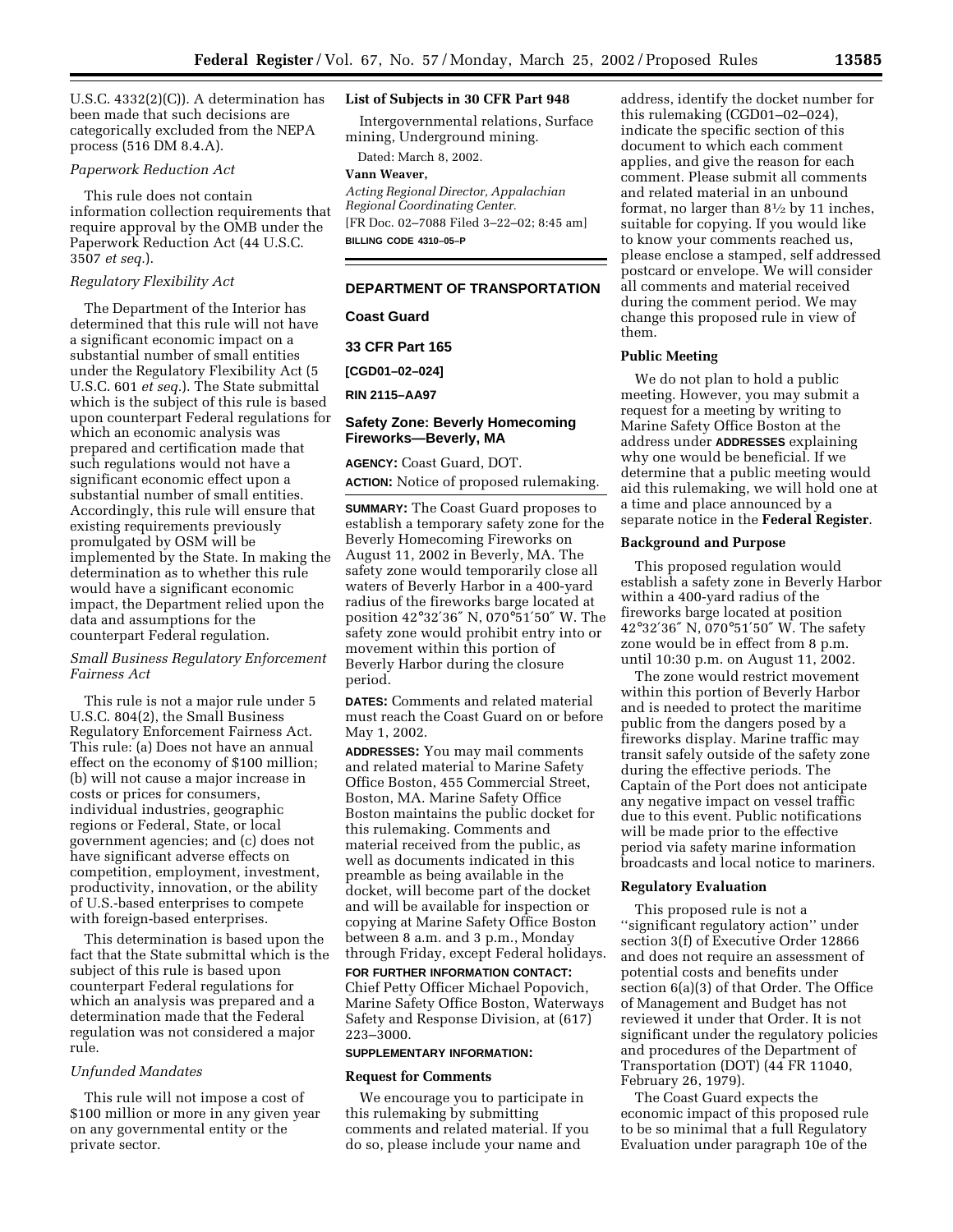U.S.C. 4332(2)(C)). A determination has been made that such decisions are categorically excluded from the NEPA process (516 DM 8.4.A).

*Paperwork Reduction Act*

This rule does not contain information collection requirements that require approval by the OMB under the Paperwork Reduction Act (44 U.S.C. 3507 *et seq.*).

*Regulatory Flexibility Act*

The Department of the Interior has determined that this rule will not have a significant economic impact on a substantial number of small entities under the Regulatory Flexibility Act (5 U.S.C. 601 *et seq.*). The State submittal which is the subject of this rule is based upon counterpart Federal regulations for which an economic analysis was prepared and certification made that such regulations would not have a significant economic effect upon a substantial number of small entities. Accordingly, this rule will ensure that existing requirements previously promulgated by OSM will be implemented by the State. In making the determination as to whether this rule would have a significant economic impact, the Department relied upon the data and assumptions for the counterpart Federal regulation.

*Small Business Regulatory Enforcement Fairness Act*

This rule is not a major rule under 5 U.S.C. 804(2), the Small Business Regulatory Enforcement Fairness Act. This rule: (a) Does not have an annual effect on the economy of $100 million; (b) will not cause a major increase in costs or prices for consumers, individual industries, geographic regions or Federal, State, or local government agencies; and (c) does not have significant adverse effects on competition, employment, investment, productivity, innovation, or the ability of U.S.-based enterprises to compete with foreign-based enterprises.

This determination is based upon the fact that the State submittal which is the subject of this rule is based upon counterpart Federal regulations for which an analysis was prepared and a determination made that the Federal regulation was not considered a major rule.

*Unfunded Mandates*

This rule will not impose a cost of $100 million or more in any given year on any governmental entity or the private sector.

**List of Subjects in 30 CFR Part 948**

Intergovernmental relations, Surface mining, Underground mining.

Dated: March 8, 2002.

**Vann Weaver,**

*Acting Regional Director, Appalachian Regional Coordinating Center.*

[FR Doc. 02–7088 Filed 3–22–02; 8:45 am]

**BILLING CODE 4310–05–P**

---

**DEPARTMENT OF TRANSPORTATION**

**Coast Guard**

**33 CFR Part 165**

**[CGD01–02–024]**

**RIN 2115–AA97**

## Safety Zone: Beverly Homecoming Fireworks—Beverly, MA

**AGENCY:** Coast Guard, DOT.

**ACTION:** Notice of proposed rulemaking.

**SUMMARY:** The Coast Guard proposes to establish a temporary safety zone for the Beverly Homecoming Fireworks on August 11, 2002 in Beverly, MA. The safety zone would temporarily close all waters of Beverly Harbor in a 400-yard radius of the fireworks barge located at position 42°32′36″ N, 070°51′50″ W. The safety zone would prohibit entry into or movement within this portion of Beverly Harbor during the closure period.

**DATES:** Comments and related material must reach the Coast Guard on or before May 1, 2002.

**ADDRESSES:** You may mail comments and related material to Marine Safety Office Boston, 455 Commercial Street, Boston, MA. Marine Safety Office Boston maintains the public docket for this rulemaking. Comments and material received from the public, as well as documents indicated in this preamble as being available in the docket, will become part of the docket and will be available for inspection or copying at Marine Safety Office Boston between 8 a.m. and 3 p.m., Monday through Friday, except Federal holidays.

**FOR FURTHER INFORMATION CONTACT:** Chief Petty Officer Michael Popovich, Marine Safety Office Boston, Waterways Safety and Response Division, at (617) 223–3000.

**SUPPLEMENTARY INFORMATION:**

**Request for Comments**

We encourage you to participate in this rulemaking by submitting comments and related material. If you do so, please include your name and address, identify the docket number for this rulemaking (CGD01–02–024), indicate the specific section of this document to which each comment applies, and give the reason for each comment. Please submit all comments and related material in an unbound format, no larger than 8½ by 11 inches, suitable for copying. If you would like to know your comments reached us, please enclose a stamped, self addressed postcard or envelope. We will consider all comments and material received during the comment period. We may change this proposed rule in view of them.

**Public Meeting**

We do not plan to hold a public meeting. However, you may submit a request for a meeting by writing to Marine Safety Office Boston at the address under **ADDRESSES** explaining why one would be beneficial. If we determine that a public meeting would aid this rulemaking, we will hold one at a time and place announced by a separate notice in the **Federal Register**.

**Background and Purpose**

This proposed regulation would establish a safety zone in Beverly Harbor within a 400-yard radius of the fireworks barge located at position 42°32′36″ N, 070°51′50″ W. The safety zone would be in effect from 8 p.m. until 10:30 p.m. on August 11, 2002.

The zone would restrict movement within this portion of Beverly Harbor and is needed to protect the maritime public from the dangers posed by a fireworks display. Marine traffic may transit safely outside of the safety zone during the effective periods. The Captain of the Port does not anticipate any negative impact on vessel traffic due to this event. Public notifications will be made prior to the effective period via safety marine information broadcasts and local notice to mariners.

**Regulatory Evaluation**

This proposed rule is not a ''significant regulatory action'' under section 3(f) of Executive Order 12866 and does not require an assessment of potential costs and benefits under section 6(a)(3) of that Order. The Office of Management and Budget has not reviewed it under that Order. It is not significant under the regulatory policies and procedures of the Department of Transportation (DOT) (44 FR 11040, February 26, 1979).

The Coast Guard expects the economic impact of this proposed rule to be so minimal that a full Regulatory Evaluation under paragraph 10e of the